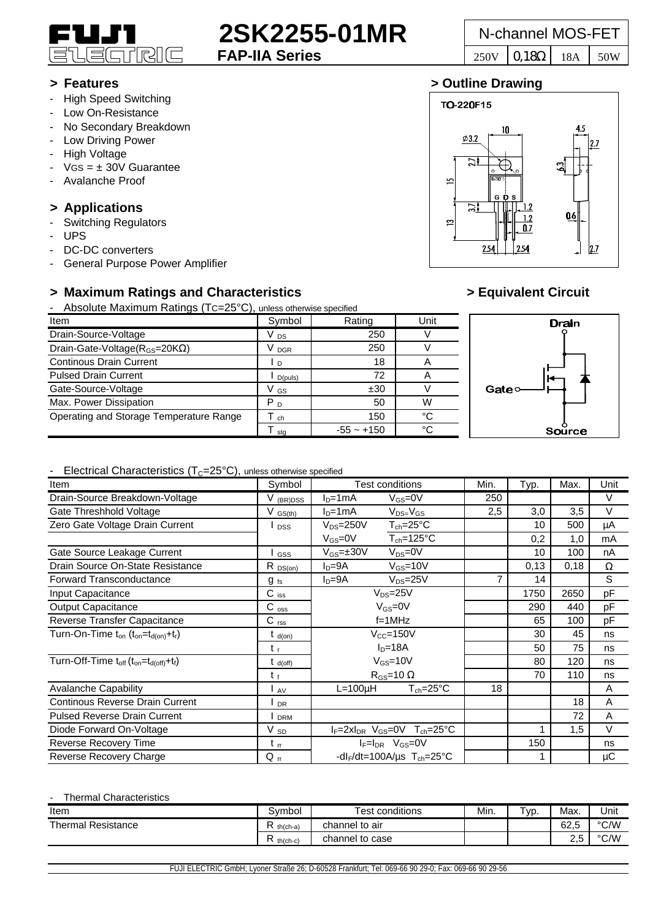# FUJI ELECTRIC

# 2SK2255-01MR

**FAP-IIA Series**

| N-channel MOS-FET | | | |
|---|---|---|---|
| 250V | 0,18Ω | 18A | 50W |

## > Features

- High Speed Switching
- Low On-Resistance
- No Secondary Breakdown
- Low Driving Power
- High Voltage
- $V_{GS}$ = ± 30V Guarantee
- Avalanche Proof

## > Applications

- Switching Regulators
- UPS
- DC-DC converters
- General Purpose Power Amplifier

## > Outline Drawing

TO-220F15

## > Maximum Ratings and Characteristics

- Absolute Maximum Ratings ($T_C$=25°C), unless otherwise specified

| Item | Symbol | Rating | Unit |
|---|---|---|---|
| Drain-Source-Voltage | $V_{DS}$ | 250 | V |
| Drain-Gate-Voltage($R_{GS}$=20KΩ) | $V_{DGR}$ | 250 | V |
| Continous Drain Current | $I_D$ | 18 | A |
| Pulsed Drain Current | $I_{D(puls)}$ | 72 | A |
| Gate-Source-Voltage | $V_{GS}$ | ±30 | V |
| Max. Power Dissipation | $P_D$ | 50 | W |
| Operating and Storage Temperature Range | $T_{ch}$ | 150 | °C |
| | $T_{stg}$ | -55 ~ +150 | °C |

## > Equivalent Circuit

Drain, Gate, Source

- Electrical Characteristics ($T_C$=25°C), unless otherwise specified

| Item | Symbol | Test conditions | | Min. | Typ. | Max. | Unit |
|---|---|---|---|---|---|---|---|
| Drain-Source Breakdown-Voltage | $V_{(BR)DSS}$ | $I_D$=1mA | $V_{GS}$=0V | 250 | | | V |
| Gate Threshhold Voltage | $V_{GS(th)}$ | $I_D$=1mA | $V_{DS}$=$V_{GS}$ | 2,5 | 3,0 | 3,5 | V |
| Zero Gate Voltage Drain Current | $I_{DSS}$ | $V_{DS}$=250V | $T_{ch}$=25°C | | 10 | 500 | µA |
| | | $V_{GS}$=0V | $T_{ch}$=125°C | | 0,2 | 1,0 | mA |
| Gate Source Leakage Current | $I_{GSS}$ | $V_{GS}$=±30V | $V_{DS}$=0V | | 10 | 100 | nA |
| Drain Source On-State Resistance | $R_{DS(on)}$ | $I_D$=9A | $V_{GS}$=10V | | 0,13 | 0,18 | Ω |
| Forward Transconductance | $g_{fs}$ | $I_D$=9A | $V_{DS}$=25V | 7 | 14 | | S |
| Input Capacitance | $C_{iss}$ | $V_{DS}$=25V | | | 1750 | 2650 | pF |
| Output Capacitance | $C_{oss}$ | $V_{GS}$=0V | | | 290 | 440 | pF |
| Reverse Transfer Capacitance | $C_{rss}$ | f=1MHz | | | 65 | 100 | pF |
| Turn-On-Time $t_{on}$ ($t_{on}$=$t_{d(on)}$+$t_r$) | $t_{d(on)}$ | $V_{CC}$=150V | | | 30 | 45 | ns |
| | $t_r$ | $I_D$=18A | | | 50 | 75 | ns |
| Turn-Off-Time $t_{off}$ ($t_{on}$=$t_{d(off)}$+$t_f$) | $t_{d(off)}$ | $V_{GS}$=10V | | | 80 | 120 | ns |
| | $t_f$ | $R_{GS}$=10 Ω | | | 70 | 110 | ns |
| Avalanche Capability | $I_{AV}$ | L=100µH | $T_{ch}$=25°C | 18 | | | A |
| Continous Reverse Drain Current | $I_{DR}$ | | | | | 18 | A |
| Pulsed Reverse Drain Current | $I_{DRM}$ | | | | | 72 | A |
| Diode Forward On-Voltage | $V_{SD}$ | $I_F$=2x$I_{DR}$ $V_{GS}$=0V $T_{ch}$=25°C | | | 1 | 1,5 | V |
| Reverse Recovery Time | $t_{rr}$ | $I_F$=$I_{DR}$ $V_{GS}$=0V | | | 150 | | ns |
| Reverse Recovery Charge | $Q_{rr}$ | -d$I_F$/dt=100A/µs $T_{ch}$=25°C | | | 1 | | µC |

- Thermal Characteristics

| Item | Symbol | Test conditions | Min. | Typ. | Max. | Unit |
|---|---|---|---|---|---|---|
| Thermal Resistance | $R_{th(ch-a)}$ | channel to air | | | 62,5 | °C/W |
| | $R_{th(ch-c)}$ | channel to case | | | 2,5 | °C/W |

FUJI ELECTRIC GmbH; Lyoner Straße 26; D-60528 Frankfurt; Tel: 069-66 90 29-0; Fax: 069-66 90 29-56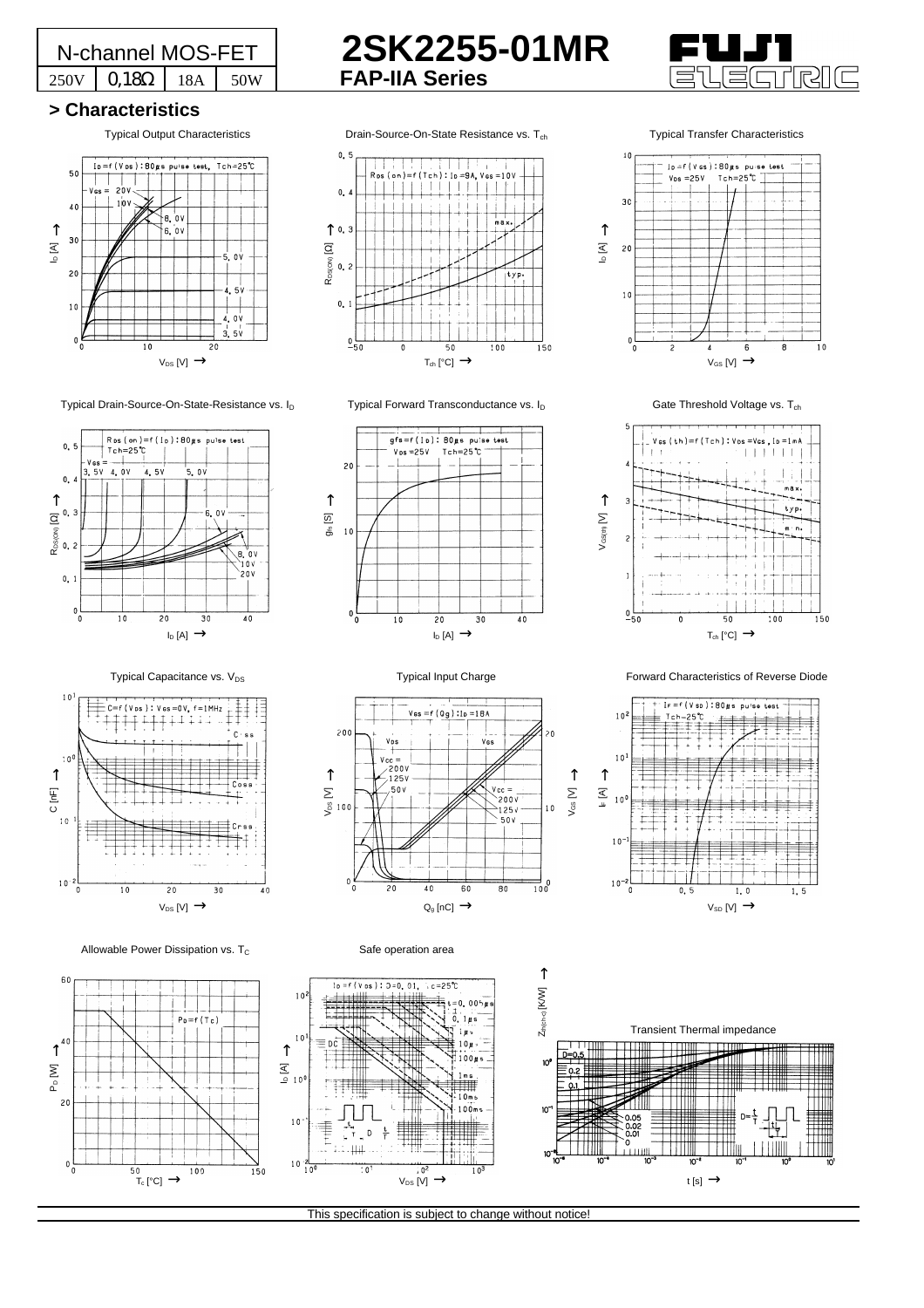| N-channel MOS-FET | | | |
| --- | --- | --- | --- |
| 250V | 0,18Ω | 18A | 50W |

# 2SK2255-01MR

**FAP-IIA Series**

## > Characteristics

Typical Output Characteristics

$I_D=f(V_{DS})$: 80μs pulse test, Tch=25℃

$V_{GS}$ = 20V, 10V, 8.0V, 6.0V, 5.0V, 4.5V, 4.0V, 3.5V

$I_D$ [A] →

$V_{DS}$ [V] →

Drain-Source-On-State Resistance vs. $T_{ch}$

$R_{DS}(on)=f(T_{ch})$: $I_D$=9A, $V_{GS}$=10V

max., typ.

$R_{DS(ON)}$ [Ω] →

$T_{ch}$ [°C] →

Typical Transfer Characteristics

$I_D=f(V_{GS})$: 80μs pulse test

$V_{DS}$=25V Tch=25℃

$I_D$ [A] →

$V_{GS}$ [V] →

Typical Drain-Source-On-State-Resistance vs. $I_D$

$R_{DS}(on)=f(I_D)$: 80μs pulse test

Tch=25℃

$V_{GS}$ = 3.5V, 4.0V, 4.5V, 5.0V, 6.0V, 8.0V, 10V, 20V

$R_{DS(ON)}$ [Ω] →

$I_D$ [A] →

Typical Forward Transconductance vs. $I_D$

$g_{fs}=f(I_D)$: 80μs pulse test

$V_{DS}$=25V Tch=25℃

$g_{fs}$ [S] →

$I_D$ [A] →

Gate Threshold Voltage vs. $T_{ch}$

$V_{GS}(th)=f(T_{ch})$: $V_{DS}=V_{GS}$, $I_D$=1mA

max., typ., min.

$V_{GS(th)}$ [V] →

$T_{ch}$ [°C] →

Typical Capacitance vs. $V_{DS}$

C=f($V_{DS}$): $V_{GS}$=0V, f=1MHz

Ciss, Coss, Crss

C [nF] →

$V_{DS}$ [V] →

Typical Input Charge

$V_{GS}$=f(Qg): $I_D$=18A

$V_{DS}$, $V_{GS}$

Vcc = 200V, 125V, 50V

$V_{DS}$ [V] →

$V_{GS}$ [V] →

$Q_g$ [nC] →

Forward Characteristics of Reverse Diode

$I_F=f(V_{SD})$: 80μs pulse test

Tch=25℃

$I_F$ [A] →

$V_{SD}$ [V] →

Allowable Power Dissipation vs. $T_C$

$P_D=f(T_C)$

$P_D$ [W] →

$T_c$ [°C] →

Safe operation area

$I_D=f(V_{DS})$: D=0.01, Tc=25℃

t=0.001μs, 0.1μs, 1μs, 10μs, 100μs, 1ms, 10ms, 100ms, DC

$I_D$ [A] →

$V_{DS}$ [V] →

Transient Thermal impedance

D=0.5, 0.2, 0.1, 0.05, 0.02, 0.01, 0

$D=\frac{t}{T}$

$Z_{th(ch-c)}$ [K/W] →

t [s] →

This specification is subject to change without notice!